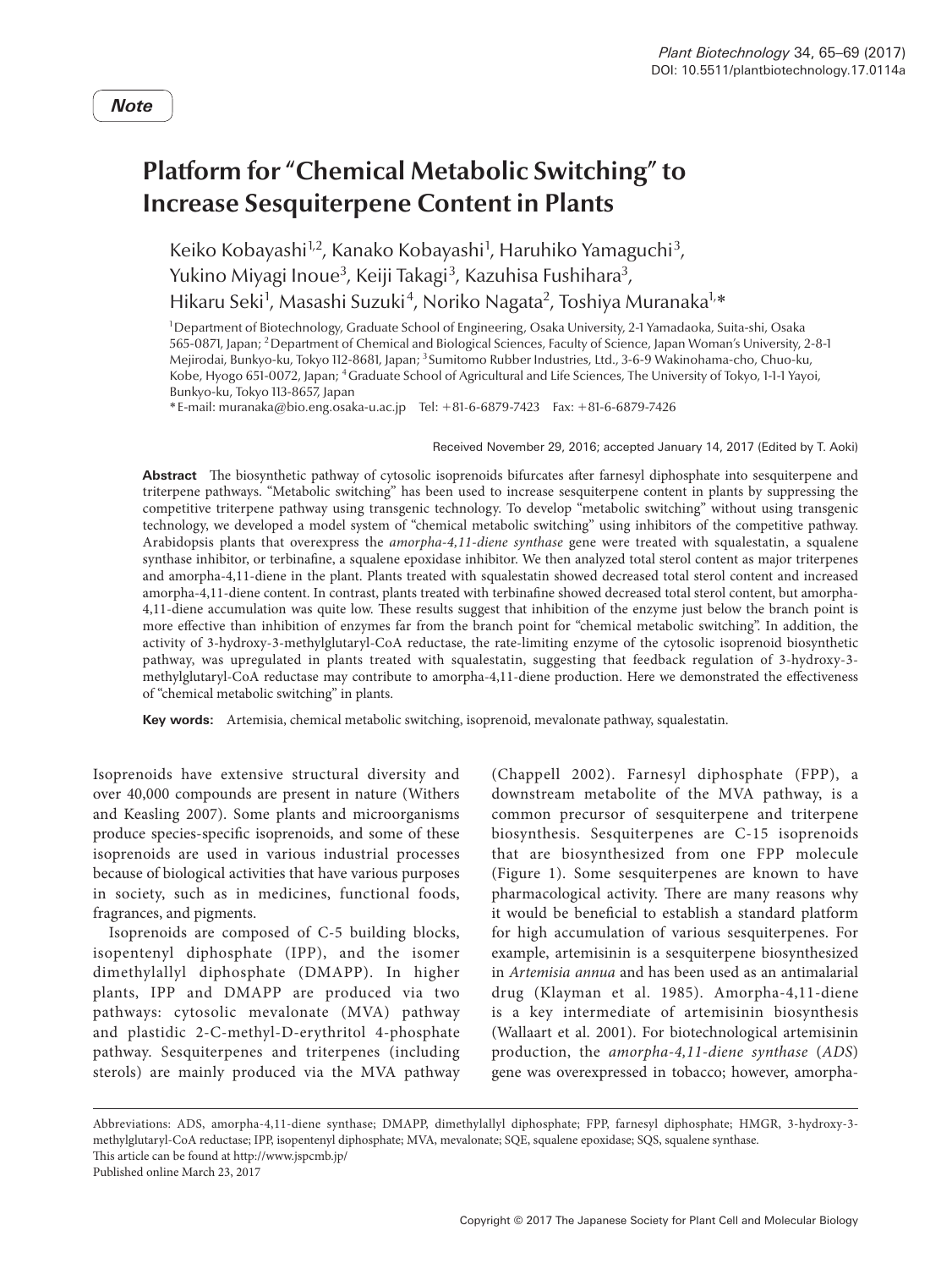*Note*

# Platform for "Chemical Metabolic Switching" to Increase Sesquiterpene Content in Plants

Keiko Kobayashi[1,2], Kanako Kobayashi[1], Haruhiko Yamaguchi[3], Yukino Miyagi Inoue[3], Keiji Takagi[3], Kazuhisa Fushihara[3], Hikaru Seki[1], Masashi Suzuki[4], Noriko Nagata[2], Toshiya Muranaka[1,*]

[1]Department of Biotechnology, Graduate School of Engineering, Osaka University, 2-1 Yamadaoka, Suita-shi, Osaka 565-0871, Japan; [2]Department of Chemical and Biological Sciences, Faculty of Science, Japan Woman's University, 2-8-1 Mejirodai, Bunkyo-ku, Tokyo 112-8681, Japan; [3]Sumitomo Rubber Industries, Ltd., 3-6-9 Wakinohama-cho, Chuo-ku, Kobe, Hyogo 651-0072, Japan; [4]Graduate School of Agricultural and Life Sciences, The University of Tokyo, 1-1-1 Yayoi, Bunkyo-ku, Tokyo 113-8657, Japan

*E-mail: muranaka@bio.eng.osaka-u.ac.jp Tel: +81-6-6879-7423 Fax: +81-6-6879-7426

Received November 29, 2016; accepted January 14, 2017 (Edited by T. Aoki)

**Abstract** The biosynthetic pathway of cytosolic isoprenoids bifurcates after farnesyl diphosphate into sesquiterpene and triterpene pathways. "Metabolic switching" has been used to increase sesquiterpene content in plants by suppressing the competitive triterpene pathway using transgenic technology. To develop "metabolic switching" without using transgenic technology, we developed a model system of "chemical metabolic switching" using inhibitors of the competitive pathway. Arabidopsis plants that overexpress the *amorpha-4,11-diene synthase* gene were treated with squalestatin, a squalene synthase inhibitor, or terbinafine, a squalene epoxidase inhibitor. We then analyzed total sterol content as major triterpenes and amorpha-4,11-diene in the plant. Plants treated with squalestatin showed decreased total sterol content and increased amorpha-4,11-diene content. In contrast, plants treated with terbinafine showed decreased total sterol content, but amorpha-4,11-diene accumulation was quite low. These results suggest that inhibition of the enzyme just below the branch point is more effective than inhibition of enzymes far from the branch point for "chemical metabolic switching". In addition, the activity of 3-hydroxy-3-methylglutaryl-CoA reductase, the rate-limiting enzyme of the cytosolic isoprenoid biosynthetic pathway, was upregulated in plants treated with squalestatin, suggesting that feedback regulation of 3-hydroxy-3-methylglutaryl-CoA reductase may contribute to amorpha-4,11-diene production. Here we demonstrated the effectiveness of "chemical metabolic switching" in plants.

**Key words:** Artemisia, chemical metabolic switching, isoprenoid, mevalonate pathway, squalestatin.

Isoprenoids have extensive structural diversity and over 40,000 compounds are present in nature (Withers and Keasling 2007). Some plants and microorganisms produce species-specific isoprenoids, and some of these isoprenoids are used in various industrial processes because of biological activities that have various purposes in society, such as in medicines, functional foods, fragrances, and pigments.

Isoprenoids are composed of C-5 building blocks, isopentenyl diphosphate (IPP), and the isomer dimethylallyl diphosphate (DMAPP). In higher plants, IPP and DMAPP are produced via two pathways: cytosolic mevalonate (MVA) pathway and plastidic 2-C-methyl-D-erythritol 4-phosphate pathway. Sesquiterpenes and triterpenes (including sterols) are mainly produced via the MVA pathway (Chappell 2002). Farnesyl diphosphate (FPP), a downstream metabolite of the MVA pathway, is a common precursor of sesquiterpene and triterpene biosynthesis. Sesquiterpenes are C-15 isoprenoids that are biosynthesized from one FPP molecule (Figure 1). Some sesquiterpenes are known to have pharmacological activity. There are many reasons why it would be beneficial to establish a standard platform for high accumulation of various sesquiterpenes. For example, artemisinin is a sesquiterpene biosynthesized in *Artemisia annua* and has been used as an antimalarial drug (Klayman et al. 1985). Amorpha-4,11-diene is a key intermediate of artemisinin biosynthesis (Wallaart et al. 2001). For biotechnological artemisinin production, the *amorpha-4,11-diene synthase* (*ADS*) gene was overexpressed in tobacco; however, amorpha-

Abbreviations: ADS, amorpha-4,11-diene synthase; DMAPP, dimethylallyl diphosphate; FPP, farnesyl diphosphate; HMGR, 3-hydroxy-3-methylglutaryl-CoA reductase; IPP, isopentenyl diphosphate; MVA, mevalonate; SQE, squalene epoxidase; SQS, squalene synthase.
This article can be found at http://www.jspcmb.jp/
Published online March 23, 2017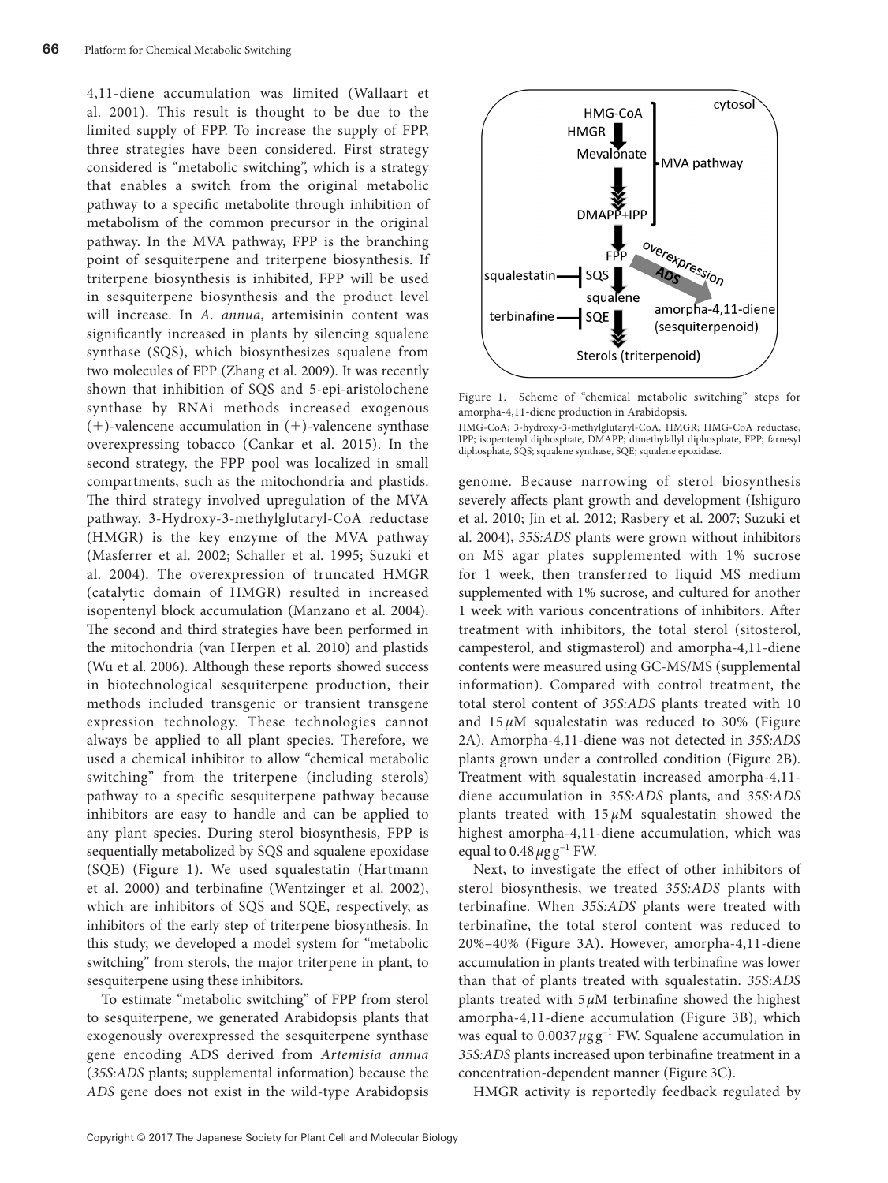4,11-diene accumulation was limited (Wallaart et al. 2001). This result is thought to be due to the limited supply of FPP. To increase the supply of FPP, three strategies have been considered. First strategy considered is "metabolic switching", which is a strategy that enables a switch from the original metabolic pathway to a specific metabolite through inhibition of metabolism of the common precursor in the original pathway. In the MVA pathway, FPP is the branching point of sesquiterpene and triterpene biosynthesis. If triterpene biosynthesis is inhibited, FPP will be used in sesquiterpene biosynthesis and the product level will increase. In *A. annua*, artemisinin content was significantly increased in plants by silencing squalene synthase (SQS), which biosynthesizes squalene from two molecules of FPP (Zhang et al. 2009). It was recently shown that inhibition of SQS and 5-epi-aristolochene synthase by RNAi methods increased exogenous (+)-valencene accumulation in (+)-valencene synthase overexpressing tobacco (Cankar et al. 2015). In the second strategy, the FPP pool was localized in small compartments, such as the mitochondria and plastids. The third strategy involved upregulation of the MVA pathway. 3-Hydroxy-3-methylglutaryl-CoA reductase (HMGR) is the key enzyme of the MVA pathway (Masferrer et al. 2002; Schaller et al. 1995; Suzuki et al. 2004). The overexpression of truncated HMGR (catalytic domain of HMGR) resulted in increased isopentenyl block accumulation (Manzano et al. 2004). The second and third strategies have been performed in the mitochondria (van Herpen et al. 2010) and plastids (Wu et al. 2006). Although these reports showed success in biotechnological sesquiterpene production, their methods included transgenic or transient transgene expression technology. These technologies cannot always be applied to all plant species. Therefore, we used a chemical inhibitor to allow "chemical metabolic switching" from the triterpene (including sterols) pathway to a specific sesquiterpene pathway because inhibitors are easy to handle and can be applied to any plant species. During sterol biosynthesis, FPP is sequentially metabolized by SQS and squalene epoxidase (SQE) (Figure 1). We used squalestatin (Hartmann et al. 2000) and terbinafine (Wentzinger et al. 2002), which are inhibitors of SQS and SQE, respectively, as inhibitors of the early step of triterpene biosynthesis. In this study, we developed a model system for "metabolic switching" from sterols, the major triterpene in plant, to sesquiterpene using these inhibitors.

To estimate "metabolic switching" of FPP from sterol to sesquiterpene, we generated Arabidopsis plants that exogenously overexpressed the sesquiterpene synthase gene encoding ADS derived from *Artemisia annua* (*35S:ADS* plants; supplemental information) because the *ADS* gene does not exist in the wild-type Arabidopsis genome. Because narrowing of sterol biosynthesis severely affects plant growth and development (Ishiguro et al. 2010; Jin et al. 2012; Rasbery et al. 2007; Suzuki et al. 2004), *35S:ADS* plants were grown without inhibitors on MS agar plates supplemented with 1% sucrose for 1 week, then transferred to liquid MS medium supplemented with 1% sucrose, and cultured for another 1 week with various concentrations of inhibitors. After treatment with inhibitors, the total sterol (sitosterol, campesterol, and stigmasterol) and amorpha-4,11-diene contents were measured using GC-MS/MS (supplemental information). Compared with control treatment, the total sterol content of *35S:ADS* plants treated with 10 and 15 $\mu$M squalestatin was reduced to 30% (Figure 2A). Amorpha-4,11-diene was not detected in *35S:ADS* plants grown under a controlled condition (Figure 2B). Treatment with squalestatin increased amorpha-4,11-diene accumulation in *35S:ADS* plants, and *35S:ADS* plants treated with 15 $\mu$M squalestatin showed the highest amorpha-4,11-diene accumulation, which was equal to 0.48 $\mu$g g$^{-1}$ FW.

Next, to investigate the effect of other inhibitors of sterol biosynthesis, we treated *35S:ADS* plants with terbinafine. When *35S:ADS* plants were treated with terbinafine, the total sterol content was reduced to 20%–40% (Figure 3A). However, amorpha-4,11-diene accumulation in plants treated with terbinafine was lower than that of plants treated with squalestatin. *35S:ADS* plants treated with 5 $\mu$M terbinafine showed the highest amorpha-4,11-diene accumulation (Figure 3B), which was equal to 0.0037 $\mu$g g$^{-1}$ FW. Squalene accumulation in *35S:ADS* plants increased upon terbinafine treatment in a concentration-dependent manner (Figure 3C).

HMGR activity is reportedly feedback regulated by

Figure 1. Scheme of "chemical metabolic switching" steps for amorpha-4,11-diene production in Arabidopsis.
HMG-CoA; 3-hydroxy-3-methylglutaryl-CoA, HMGR; HMG-CoA reductase, IPP; isopentenyl diphosphate, DMAPP; dimethylallyl diphosphate, FPP; farnesyl diphosphate, SQS; squalene synthase, SQE; squalene epoxidase.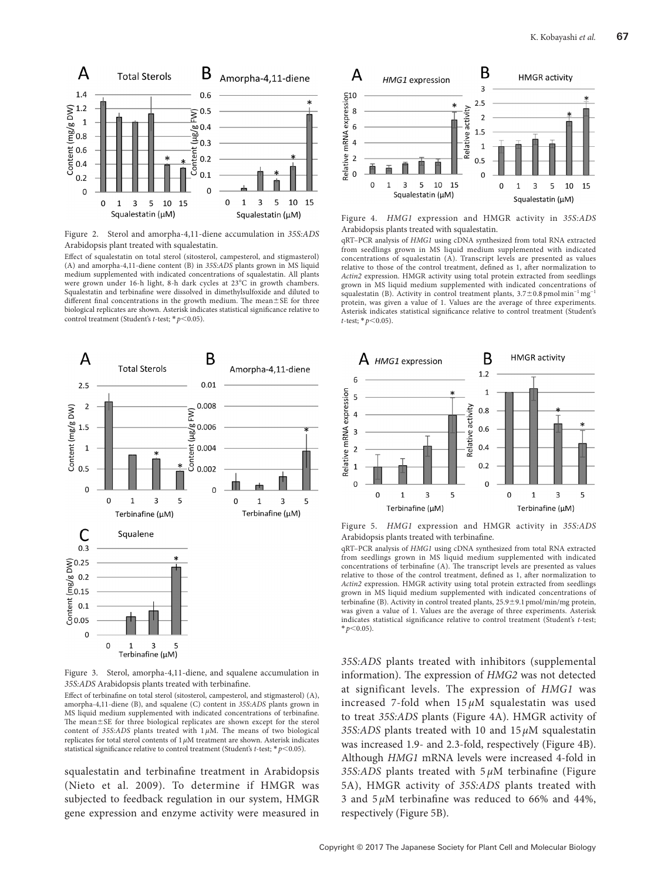Figure 2. Sterol and amorpha-4,11-diene accumulation in *35S:ADS* Arabidopsis plant treated with squalestatin.

Effect of squalestatin on total sterol (sitosterol, campesterol, and stigmasterol) (A) and amorpha-4,11-diene content (B) in *35S:ADS* plants grown in MS liquid medium supplemented with indicated concentrations of squalestatin. All plants were grown under 16-h light, 8-h dark cycles at 23°C in growth chambers. Squalestatin and terbinafine were dissolved in dimethylsulfoxide and diluted to different final concentrations in the growth medium. The mean±SE for three biological replicates are shown. Asterisk indicates statistical significance relative to control treatment (Student's *t*-test; $*p<0.05$).

Figure 3. Sterol, amorpha-4,11-diene, and squalene accumulation in *35S:ADS* Arabidopsis plants treated with terbinafine.

Effect of terbinafine on total sterol (sitosterol, campesterol, and stigmasterol) (A), amorpha-4,11-diene (B), and squalene (C) content in *35S:ADS* plants grown in MS liquid medium supplemented with indicated concentrations of terbinafine. The mean±SE for three biological replicates are shown except for the sterol content of *35S:ADS* plants treated with 1 $\mu$M. The means of two biological replicates for total sterol contents of 1 $\mu$M treatment are shown. Asterisk indicates statistical significance relative to control treatment (Student's *t*-test; $*p<0.05$).

squalestatin and terbinafine treatment in Arabidopsis (Nieto et al. 2009). To determine if HMGR was subjected to feedback regulation in our system, HMGR gene expression and enzyme activity were measured in *35S:ADS* plants treated with inhibitors (supplemental information). The expression of *HMG2* was not detected at significant levels. The expression of *HMG1* was increased 7-fold when 15 $\mu$M squalestatin was used to treat *35S:ADS* plants (Figure 4A). HMGR activity of *35S:ADS* plants treated with 10 and 15 $\mu$M squalestatin was increased 1.9- and 2.3-fold, respectively (Figure 4B). Although *HMG1* mRNA levels were increased 4-fold in *35S:ADS* plants treated with 5 $\mu$M terbinafine (Figure 5A), HMGR activity of *35S:ADS* plants treated with 3 and 5 $\mu$M terbinafine was reduced to 66% and 44%, respectively (Figure 5B).

Figure 4. *HMG1* expression and HMGR activity in *35S:ADS* Arabidopsis plants treated with squalestatin.

qRT–PCR analysis of *HMG1* using cDNA synthesized from total RNA extracted from seedlings grown in MS liquid medium supplemented with indicated concentrations of squalestatin (A). Transcript levels are presented as values relative to those of the control treatment, defined as 1, after normalization to *Actin2* expression. HMGR activity using total protein extracted from seedlings grown in MS liquid medium supplemented with indicated concentrations of squalestatin (B). Activity in control treatment plants, $3.7\pm0.8$ pmol min$^{-1}$ mg$^{-1}$ protein, was given a value of 1. Values are the average of three experiments. Asterisk indicates statistical significance relative to control treatment (Student's *t*-test; $*p<0.05$).

Figure 5. *HMG1* expression and HMGR activity in *35S:ADS* Arabidopsis plants treated with terbinafine.

qRT–PCR analysis of *HMG1* using cDNA synthesized from total RNA extracted from seedlings grown in MS liquid medium supplemented with indicated concentrations of terbinafine (A). The transcript levels are presented as values relative to those of the control treatment, defined as 1, after normalization to *Actin2* expression. HMGR activity using total protein extracted from seedlings grown in MS liquid medium supplemented with indicated concentrations of terbinafine (B). Activity in control treated plants, $25.9\pm9.1$ pmol/min/mg protein, was given a value of 1. Values are the average of three experiments. Asterisk indicates statistical significance relative to control treatment (Student's *t*-test; $*p<0.05$).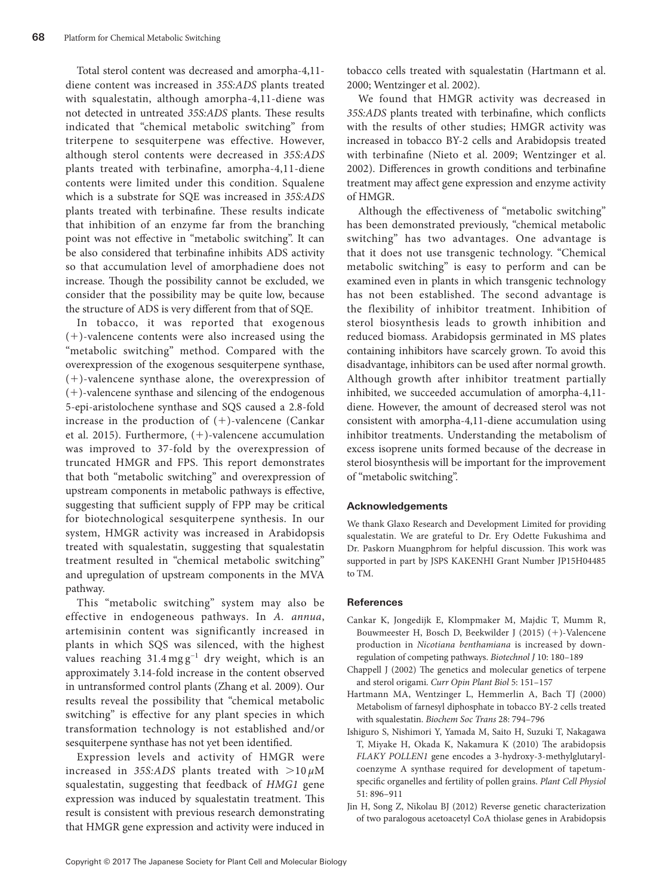Total sterol content was decreased and amorpha-4,11-diene content was increased in *35S:ADS* plants treated with squalestatin, although amorpha-4,11-diene was not detected in untreated *35S:ADS* plants. These results indicated that "chemical metabolic switching" from triterpene to sesquiterpene was effective. However, although sterol contents were decreased in *35S:ADS* plants treated with terbinafine, amorpha-4,11-diene contents were limited under this condition. Squalene which is a substrate for SQE was increased in *35S:ADS* plants treated with terbinafine. These results indicate that inhibition of an enzyme far from the branching point was not effective in "metabolic switching". It can be also considered that terbinafine inhibits ADS activity so that accumulation level of amorphadiene does not increase. Though the possibility cannot be excluded, we consider that the possibility may be quite low, because the structure of ADS is very different from that of SQE.

In tobacco, it was reported that exogenous (+)-valencene contents were also increased using the "metabolic switching" method. Compared with the overexpression of the exogenous sesquiterpene synthase, (+)-valencene synthase alone, the overexpression of (+)-valencene synthase and silencing of the endogenous 5-epi-aristolochene synthase and SQS caused a 2.8-fold increase in the production of (+)-valencene (Cankar et al. 2015). Furthermore, (+)-valencene accumulation was improved to 37-fold by the overexpression of truncated HMGR and FPS. This report demonstrates that both "metabolic switching" and overexpression of upstream components in metabolic pathways is effective, suggesting that sufficient supply of FPP may be critical for biotechnological sesquiterpene synthesis. In our system, HMGR activity was increased in Arabidopsis treated with squalestatin, suggesting that squalestatin treatment resulted in "chemical metabolic switching" and upregulation of upstream components in the MVA pathway.

This "metabolic switching" system may also be effective in endogeneous pathways. In *A. annua*, artemisinin content was significantly increased in plants in which SQS was silenced, with the highest values reaching $31.4\,\text{mg g}^{-1}$ dry weight, which is an approximately 3.14-fold increase in the content observed in untransformed control plants (Zhang et al. 2009). Our results reveal the possibility that "chemical metabolic switching" is effective for any plant species in which transformation technology is not established and/or sesquiterpene synthase has not yet been identified.

Expression levels and activity of HMGR were increased in *35S:ADS* plants treated with $>10\,\mu$M squalestatin, suggesting that feedback of *HMG1* gene expression was induced by squalestatin treatment. This result is consistent with previous research demonstrating that HMGR gene expression and activity were induced in tobacco cells treated with squalestatin (Hartmann et al. 2000; Wentzinger et al. 2002).

We found that HMGR activity was decreased in *35S:ADS* plants treated with terbinafine, which conflicts with the results of other studies; HMGR activity was increased in tobacco BY-2 cells and Arabidopsis treated with terbinafine (Nieto et al. 2009; Wentzinger et al. 2002). Differences in growth conditions and terbinafine treatment may affect gene expression and enzyme activity of HMGR.

Although the effectiveness of "metabolic switching" has been demonstrated previously, "chemical metabolic switching" has two advantages. One advantage is that it does not use transgenic technology. "Chemical metabolic switching" is easy to perform and can be examined even in plants in which transgenic technology has not been established. The second advantage is the flexibility of inhibitor treatment. Inhibition of sterol biosynthesis leads to growth inhibition and reduced biomass. Arabidopsis germinated in MS plates containing inhibitors have scarcely grown. To avoid this disadvantage, inhibitors can be used after normal growth. Although growth after inhibitor treatment partially inhibited, we succeeded accumulation of amorpha-4,11-diene. However, the amount of decreased sterol was not consistent with amorpha-4,11-diene accumulation using inhibitor treatments. Understanding the metabolism of excess isoprene units formed because of the decrease in sterol biosynthesis will be important for the improvement of "metabolic switching".

## Acknowledgements

We thank Glaxo Research and Development Limited for providing squalestatin. We are grateful to Dr. Ery Odette Fukushima and Dr. Paskorn Muangphrom for helpful discussion. This work was supported in part by JSPS KAKENHI Grant Number JP15H04485 to TM.

## References

Cankar K, Jongedijk E, Klompmaker M, Majdic T, Mumm R, Bouwmeester H, Bosch D, Beekwilder J (2015) (+)-Valencene production in *Nicotiana benthamiana* is increased by down-regulation of competing pathways. *Biotechnol J* 10: 180–189

Chappell J (2002) The genetics and molecular genetics of terpene and sterol origami. *Curr Opin Plant Biol* 5: 151–157

Hartmann MA, Wentzinger L, Hemmerlin A, Bach TJ (2000) Metabolism of farnesyl diphosphate in tobacco BY-2 cells treated with squalestatin. *Biochem Soc Trans* 28: 794–796

Ishiguro S, Nishimori Y, Yamada M, Saito H, Suzuki T, Nakagawa T, Miyake H, Okada K, Nakamura K (2010) The arabidopsis *FLAKY POLLEN1* gene encodes a 3-hydroxy-3-methylglutaryl-coenzyme A synthase required for development of tapetum-specific organelles and fertility of pollen grains. *Plant Cell Physiol* 51: 896–911

Jin H, Song Z, Nikolau BJ (2012) Reverse genetic characterization of two paralogous acetoacetyl CoA thiolase genes in Arabidopsis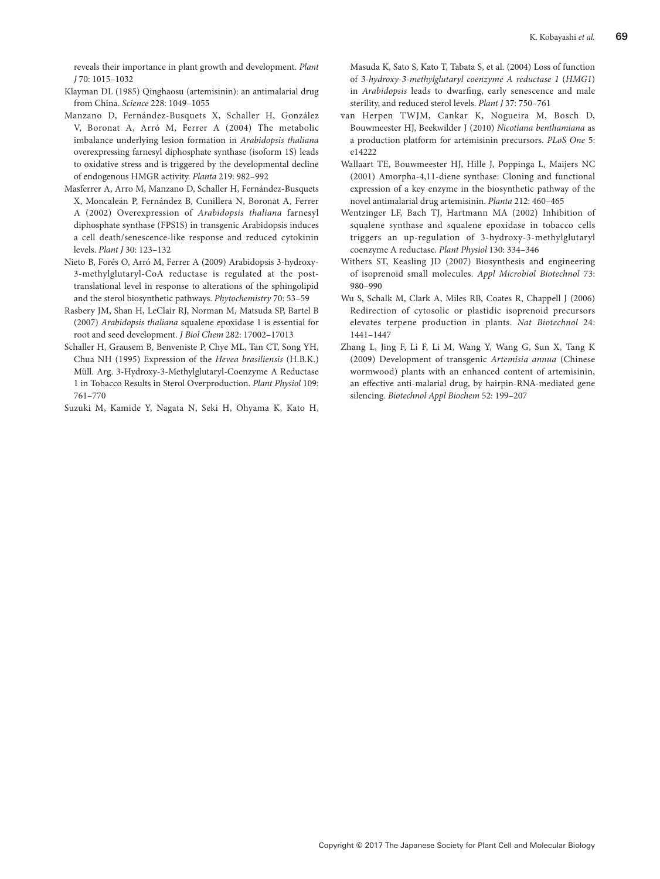reveals their importance in plant growth and development. *Plant J* 70: 1015–1032

Klayman DL (1985) Qinghaosu (artemisinin): an antimalarial drug from China. *Science* 228: 1049–1055

Manzano D, Fernández-Busquets X, Schaller H, González V, Boronat A, Arró M, Ferrer A (2004) The metabolic imbalance underlying lesion formation in *Arabidopsis thaliana* overexpressing farnesyl diphosphate synthase (isoform 1S) leads to oxidative stress and is triggered by the developmental decline of endogenous HMGR activity. *Planta* 219: 982–992

Masferrer A, Arro M, Manzano D, Schaller H, Fernández-Busquets X, Moncaleán P, Fernández B, Cunillera N, Boronat A, Ferrer A (2002) Overexpression of *Arabidopsis thaliana* farnesyl diphosphate synthase (FPS1S) in transgenic Arabidopsis induces a cell death/senescence-like response and reduced cytokinin levels. *Plant J* 30: 123–132

Nieto B, Forés O, Arró M, Ferrer A (2009) Arabidopsis 3-hydroxy-3-methylglutaryl-CoA reductase is regulated at the post-translational level in response to alterations of the sphingolipid and the sterol biosynthetic pathways. *Phytochemistry* 70: 53–59

Rasbery JM, Shan H, LeClair RJ, Norman M, Matsuda SP, Bartel B (2007) *Arabidopsis thaliana* squalene epoxidase 1 is essential for root and seed development. *J Biol Chem* 282: 17002–17013

Schaller H, Grausem B, Benveniste P, Chye ML, Tan CT, Song YH, Chua NH (1995) Expression of the *Hevea brasiliensis* (H.B.K.) Müll. Arg. 3-Hydroxy-3-Methylglutaryl-Coenzyme A Reductase 1 in Tobacco Results in Sterol Overproduction. *Plant Physiol* 109: 761–770

Suzuki M, Kamide Y, Nagata N, Seki H, Ohyama K, Kato H, Masuda K, Sato S, Kato T, Tabata S, et al. (2004) Loss of function of *3-hydroxy-3-methylglutaryl coenzyme A reductase 1* (*HMG1*) in *Arabidopsis* leads to dwarfing, early senescence and male sterility, and reduced sterol levels. *Plant J* 37: 750–761

van Herpen TWJM, Cankar K, Nogueira M, Bosch D, Bouwmeester HJ, Beekwilder J (2010) *Nicotiana benthamiana* as a production platform for artemisinin precursors. *PLoS One* 5: e14222

Wallaart TE, Bouwmeester HJ, Hille J, Poppinga L, Maijers NC (2001) Amorpha-4,11-diene synthase: Cloning and functional expression of a key enzyme in the biosynthetic pathway of the novel antimalarial drug artemisinin. *Planta* 212: 460–465

Wentzinger LF, Bach TJ, Hartmann MA (2002) Inhibition of squalene synthase and squalene epoxidase in tobacco cells triggers an up-regulation of 3-hydroxy-3-methylglutaryl coenzyme A reductase. *Plant Physiol* 130: 334–346

Withers ST, Keasling JD (2007) Biosynthesis and engineering of isoprenoid small molecules. *Appl Microbiol Biotechnol* 73: 980–990

Wu S, Schalk M, Clark A, Miles RB, Coates R, Chappell J (2006) Redirection of cytosolic or plastidic isoprenoid precursors elevates terpene production in plants. *Nat Biotechnol* 24: 1441–1447

Zhang L, Jing F, Li F, Li M, Wang Y, Wang G, Sun X, Tang K (2009) Development of transgenic *Artemisia annua* (Chinese wormwood) plants with an enhanced content of artemisinin, an effective anti-malarial drug, by hairpin-RNA-mediated gene silencing. *Biotechnol Appl Biochem* 52: 199–207